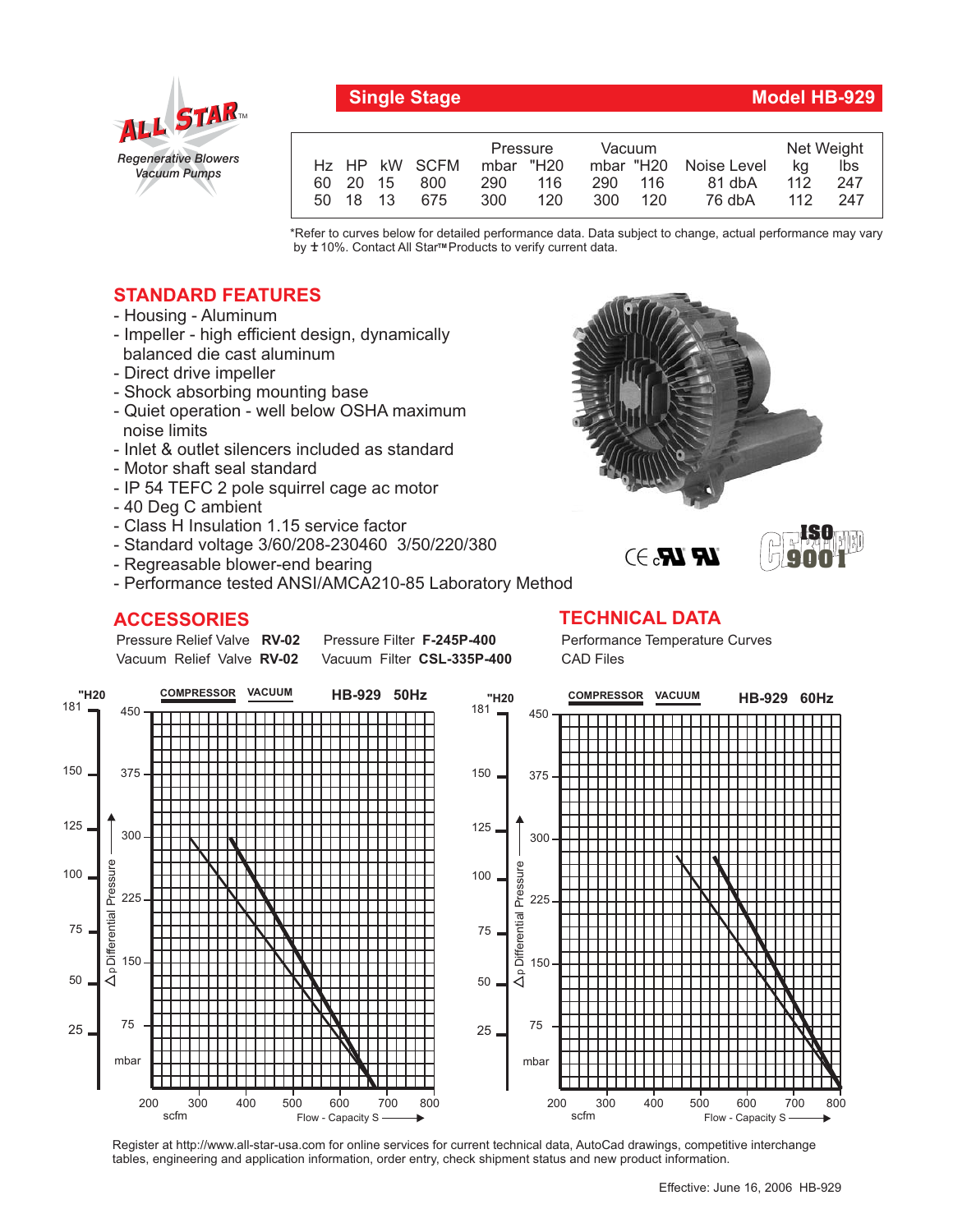## Single Stage — Model HB-929

ALL STAR™ Regenerative Blowers Vacuum Pumps

| Hz | HP | kW | SCFM | Pressure mbar | Pressure "H20 | Vacuum mbar | Vacuum "H20 | Noise Level | Net Weight kg | Net Weight lbs |
|---|---|---|---|---|---|---|---|---|---|---|
| 60 | 20 | 15 | 800 | 290 | 116 | 290 | 116 | 81 dbA | 112 | 247 |
| 50 | 18 | 13 | 675 | 300 | 120 | 300 | 120 | 76 dbA | 112 | 247 |

*Refer to curves below for detailed performance data. Data subject to change, actual performance may vary by ± 10%. Contact All Star™ Products to verify current data.

## STANDARD FEATURES

- Housing - Aluminum
- Impeller - high efficient design, dynamically balanced die cast aluminum
- Direct drive impeller
- Shock absorbing mounting base
- Quiet operation - well below OSHA maximum noise limits
- Inlet & outlet silencers included as standard
- Motor shaft seal standard
- IP 54 TEFC 2 pole squirrel cage ac motor
- 40 Deg C ambient
- Class H Insulation 1.15 service factor
- Standard voltage 3/60/208-230460 3/50/220/380
- Regreasable blower-end bearing
- Performance tested ANSI/AMCA210-85 Laboratory Method

## ACCESSORIES

Pressure Relief Valve **RV-02** &nbsp;&nbsp; Pressure Filter **F-245P-400**

Vacuum Relief Valve **RV-02** &nbsp;&nbsp; Vacuum Filter **CSL-335P-400**

## TECHNICAL DATA

Performance Temperature Curves

CAD Files

**HB-929 50Hz** — COMPRESSOR / VACUUM curves: Δp Differential Pressure ("H20: 25, 50, 75, 100, 125, 150, 181; mbar: 75, 150, 225, 300, 375, 450) vs. Flow - Capacity S (scfm: 200, 300, 400, 500, 600, 700, 800)

**HB-929 60Hz** — COMPRESSOR / VACUUM curves: Δp Differential Pressure ("H20: 25, 50, 75, 100, 125, 150, 181; mbar: 75, 150, 225, 300, 375, 450) vs. Flow - Capacity S (scfm: 200, 300, 400, 500, 600, 700, 800)

Register at http://www.all-star-usa.com for online services for current technical data, AutoCad drawings, competitive interchange tables, engineering and application information, order entry, check shipment status and new product information.

Effective: June 16, 2006 HB-929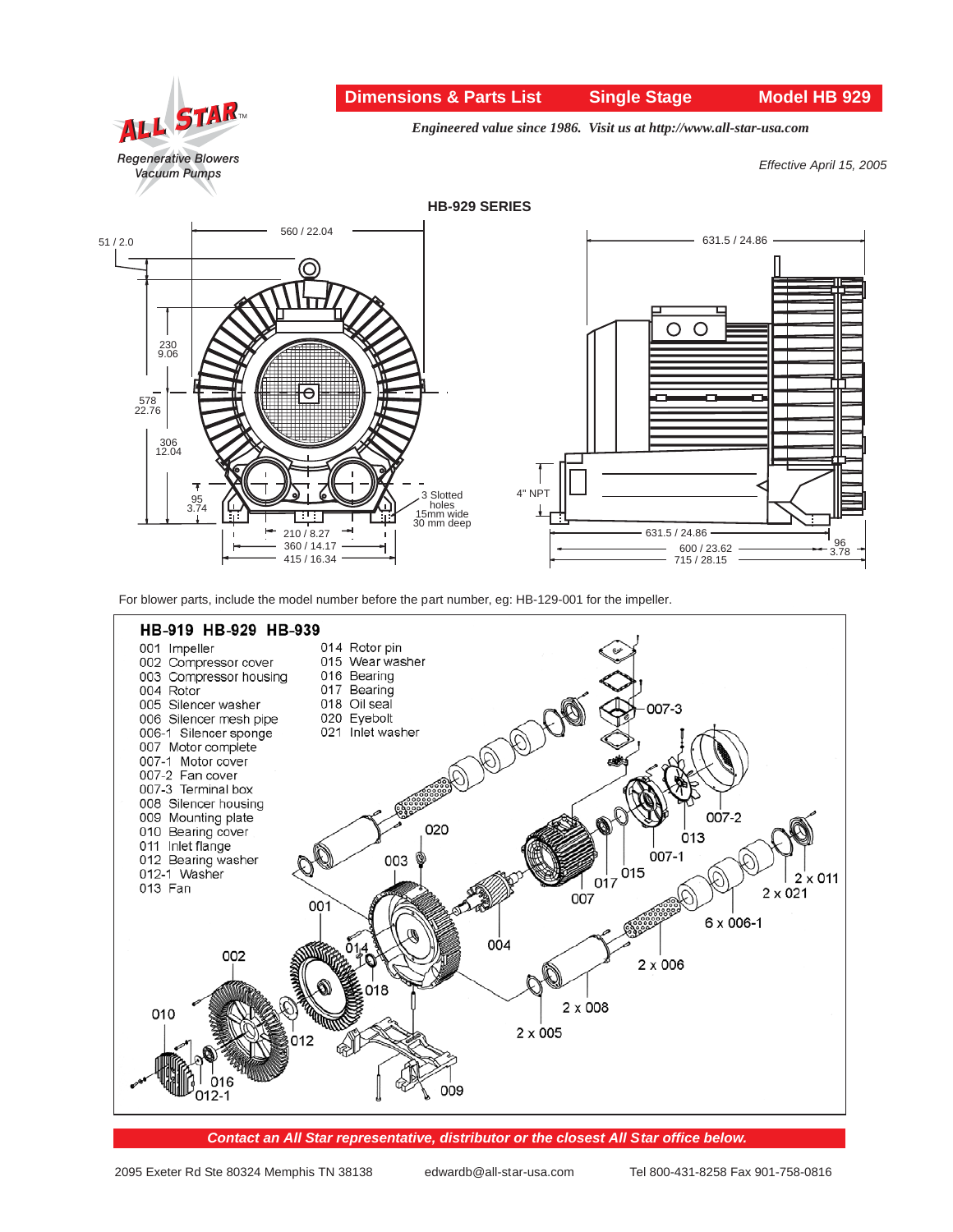**ALL STAR**™
*Regenerative Blowers*
*Vacuum Pumps*

## Dimensions & Parts List — Single Stage — Model HB 929

***Engineered value since 1986. Visit us at http://www.all-star-usa.com***

*Effective April 15, 2005*

### HB-929 SERIES

51 / 2.0
560 / 22.04
230
9.06
578
22.76
306
12.04
95
3.74
3 Slotted holes 15mm wide 30 mm deep
210 / 8.27
360 / 14.17
415 / 16.34

631.5 / 24.86
4" NPT
631.5 / 24.86
600 / 23.62
715 / 28.15
96
3.78

For blower parts, include the model number before the part number, eg: HB-129-001 for the impeller.

### HB-919 HB-929 HB-939

- 001 Impeller
- 002 Compressor cover
- 003 Compressor housing
- 004 Rotor
- 005 Silencer washer
- 006 Silencer mesh pipe
- 006-1 Silencer sponge
- 007 Motor complete
- 007-1 Motor cover
- 007-2 Fan cover
- 007-3 Terminal box
- 008 Silencer housing
- 009 Mounting plate
- 010 Bearing cover
- 011 Inlet flange
- 012 Bearing washer
- 012-1 Washer
- 013 Fan
- 014 Rotor pin
- 015 Wear washer
- 016 Bearing
- 017 Bearing
- 018 Oil seal
- 020 Eyebolt
- 021 Inlet washer

007-3
007-2
013
007-1
015
017
007
2 x 011
2 x 021
6 x 006-1
2 x 006
2 x 008
2 x 005
020
003
001
004
014
018
002
010
012
016
012-1
009

***Contact an All Star representative, distributor or the closest All Star office below.***

2095 Exeter Rd Ste 80324 Memphis TN 38138 edwardb@all-star-usa.com Tel 800-431-8258 Fax 901-758-0816